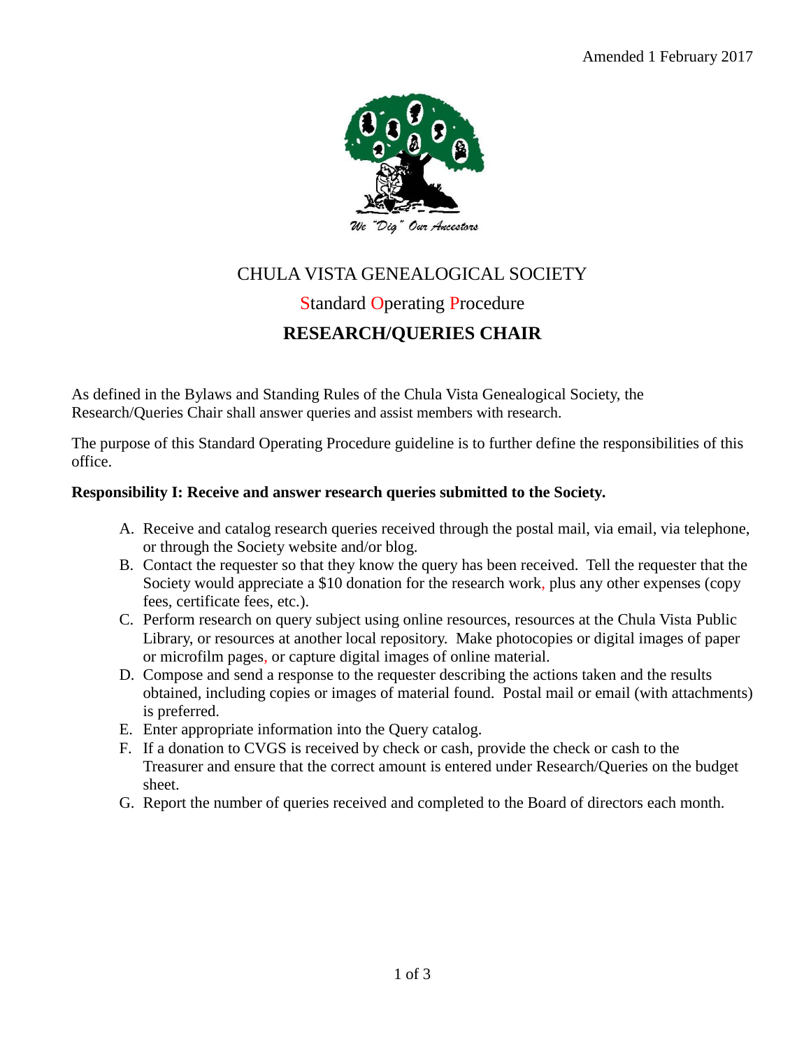Amended 1 February 2017

We "Dig" Our Ancestors

# CHULA VISTA GENEALOGICAL SOCIETY

## Standard Operating Procedure

## RESEARCH/QUERIES CHAIR

As defined in the Bylaws and Standing Rules of the Chula Vista Genealogical Society, the Research/Queries Chair shall answer queries and assist members with research.

The purpose of this Standard Operating Procedure guideline is to further define the responsibilities of this office.

**Responsibility I: Receive and answer research queries submitted to the Society.**

A. Receive and catalog research queries received through the postal mail, via email, via telephone, or through the Society website and/or blog.
B. Contact the requester so that they know the query has been received. Tell the requester that the Society would appreciate a $10 donation for the research work, plus any other expenses (copy fees, certificate fees, etc.).
C. Perform research on query subject using online resources, resources at the Chula Vista Public Library, or resources at another local repository. Make photocopies or digital images of paper or microfilm pages, or capture digital images of online material.
D. Compose and send a response to the requester describing the actions taken and the results obtained, including copies or images of material found. Postal mail or email (with attachments) is preferred.
E. Enter appropriate information into the Query catalog.
F. If a donation to CVGS is received by check or cash, provide the check or cash to the Treasurer and ensure that the correct amount is entered under Research/Queries on the budget sheet.
G. Report the number of queries received and completed to the Board of directors each month.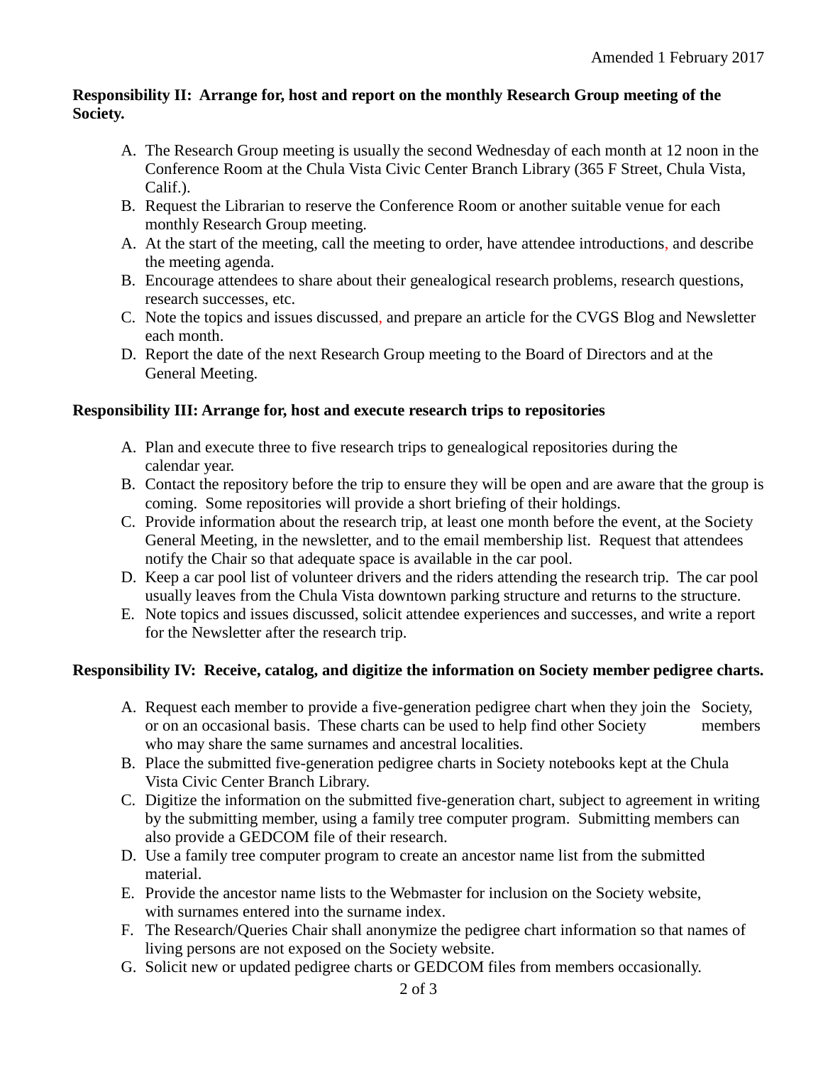Amended 1 February 2017

**Responsibility II: Arrange for, host and report on the monthly Research Group meeting of the Society.**

A. The Research Group meeting is usually the second Wednesday of each month at 12 noon in the Conference Room at the Chula Vista Civic Center Branch Library (365 F Street, Chula Vista, Calif.).
B. Request the Librarian to reserve the Conference Room or another suitable venue for each monthly Research Group meeting.
A. At the start of the meeting, call the meeting to order, have attendee introductions, and describe the meeting agenda.
B. Encourage attendees to share about their genealogical research problems, research questions, research successes, etc.
C. Note the topics and issues discussed, and prepare an article for the CVGS Blog and Newsletter each month.
D. Report the date of the next Research Group meeting to the Board of Directors and at the General Meeting.

**Responsibility III: Arrange for, host and execute research trips to repositories**

A. Plan and execute three to five research trips to genealogical repositories during the calendar year.
B. Contact the repository before the trip to ensure they will be open and are aware that the group is coming. Some repositories will provide a short briefing of their holdings.
C. Provide information about the research trip, at least one month before the event, at the Society General Meeting, in the newsletter, and to the email membership list. Request that attendees notify the Chair so that adequate space is available in the car pool.
D. Keep a car pool list of volunteer drivers and the riders attending the research trip. The car pool usually leaves from the Chula Vista downtown parking structure and returns to the structure.
E. Note topics and issues discussed, solicit attendee experiences and successes, and write a report for the Newsletter after the research trip.

**Responsibility IV: Receive, catalog, and digitize the information on Society member pedigree charts.**

A. Request each member to provide a five-generation pedigree chart when they join the Society, or on an occasional basis. These charts can be used to help find other Society members who may share the same surnames and ancestral localities.
B. Place the submitted five-generation pedigree charts in Society notebooks kept at the Chula Vista Civic Center Branch Library.
C. Digitize the information on the submitted five-generation chart, subject to agreement in writing by the submitting member, using a family tree computer program. Submitting members can also provide a GEDCOM file of their research.
D. Use a family tree computer program to create an ancestor name list from the submitted material.
E. Provide the ancestor name lists to the Webmaster for inclusion on the Society website, with surnames entered into the surname index.
F. The Research/Queries Chair shall anonymize the pedigree chart information so that names of living persons are not exposed on the Society website.
G. Solicit new or updated pedigree charts or GEDCOM files from members occasionally.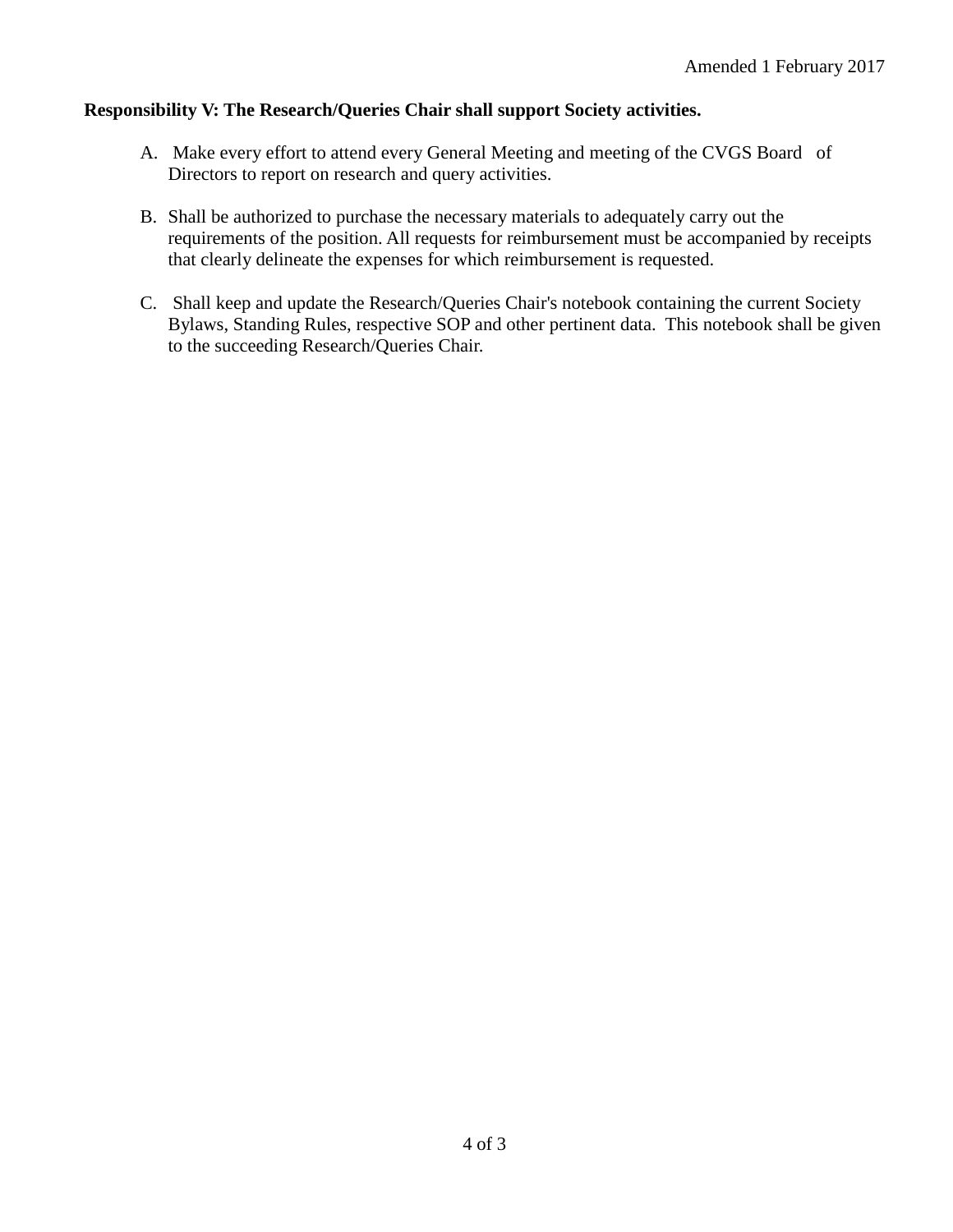**Responsibility V: The Research/Queries Chair shall support Society activities.**

A. Make every effort to attend every General Meeting and meeting of the CVGS Board of Directors to report on research and query activities.

B. Shall be authorized to purchase the necessary materials to adequately carry out the requirements of the position. All requests for reimbursement must be accompanied by receipts that clearly delineate the expenses for which reimbursement is requested.

C. Shall keep and update the Research/Queries Chair's notebook containing the current Society Bylaws, Standing Rules, respective SOP and other pertinent data. This notebook shall be given to the succeeding Research/Queries Chair.